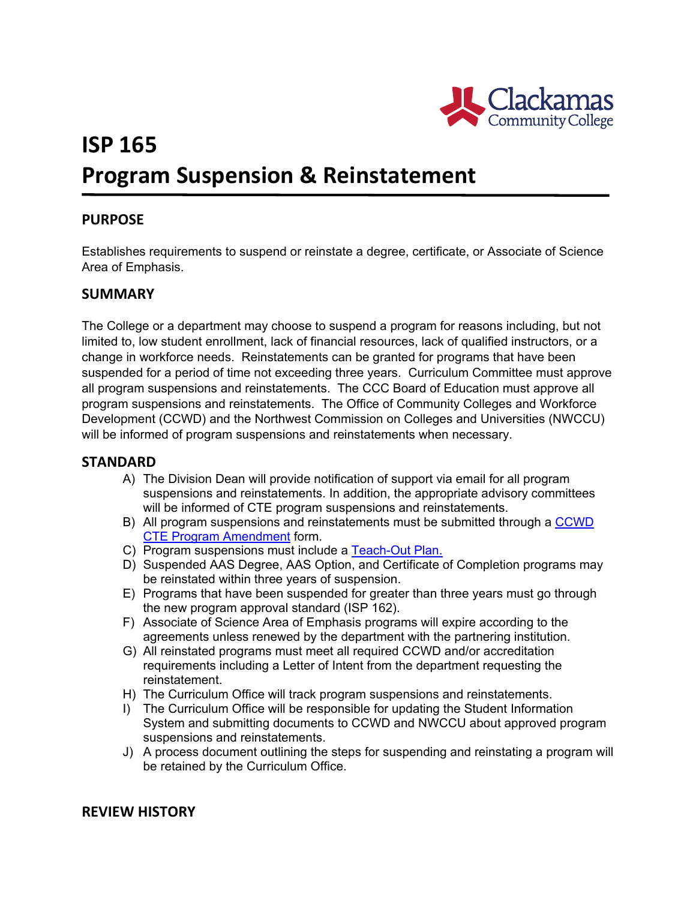# ISP 165
# Program Suspension & Reinstatement

## PURPOSE

Establishes requirements to suspend or reinstate a degree, certificate, or Associate of Science Area of Emphasis.

## SUMMARY

The College or a department may choose to suspend a program for reasons including, but not limited to, low student enrollment, lack of financial resources, lack of qualified instructors, or a change in workforce needs. Reinstatements can be granted for programs that have been suspended for a period of time not exceeding three years. Curriculum Committee must approve all program suspensions and reinstatements. The CCC Board of Education must approve all program suspensions and reinstatements. The Office of Community Colleges and Workforce Development (CCWD) and the Northwest Commission on Colleges and Universities (NWCCU) will be informed of program suspensions and reinstatements when necessary.

## STANDARD

A) The Division Dean will provide notification of support via email for all program suspensions and reinstatements. In addition, the appropriate advisory committees will be informed of CTE program suspensions and reinstatements.
B) All program suspensions and reinstatements must be submitted through a [CCWD CTE Program Amendment]() form.
C) Program suspensions must include a [Teach-Out Plan.]()
D) Suspended AAS Degree, AAS Option, and Certificate of Completion programs may be reinstated within three years of suspension.
E) Programs that have been suspended for greater than three years must go through the new program approval standard (ISP 162).
F) Associate of Science Area of Emphasis programs will expire according to the agreements unless renewed by the department with the partnering institution.
G) All reinstated programs must meet all required CCWD and/or accreditation requirements including a Letter of Intent from the department requesting the reinstatement.
H) The Curriculum Office will track program suspensions and reinstatements.
I) The Curriculum Office will be responsible for updating the Student Information System and submitting documents to CCWD and NWCCU about approved program suspensions and reinstatements.
J) A process document outlining the steps for suspending and reinstating a program will be retained by the Curriculum Office.

## REVIEW HISTORY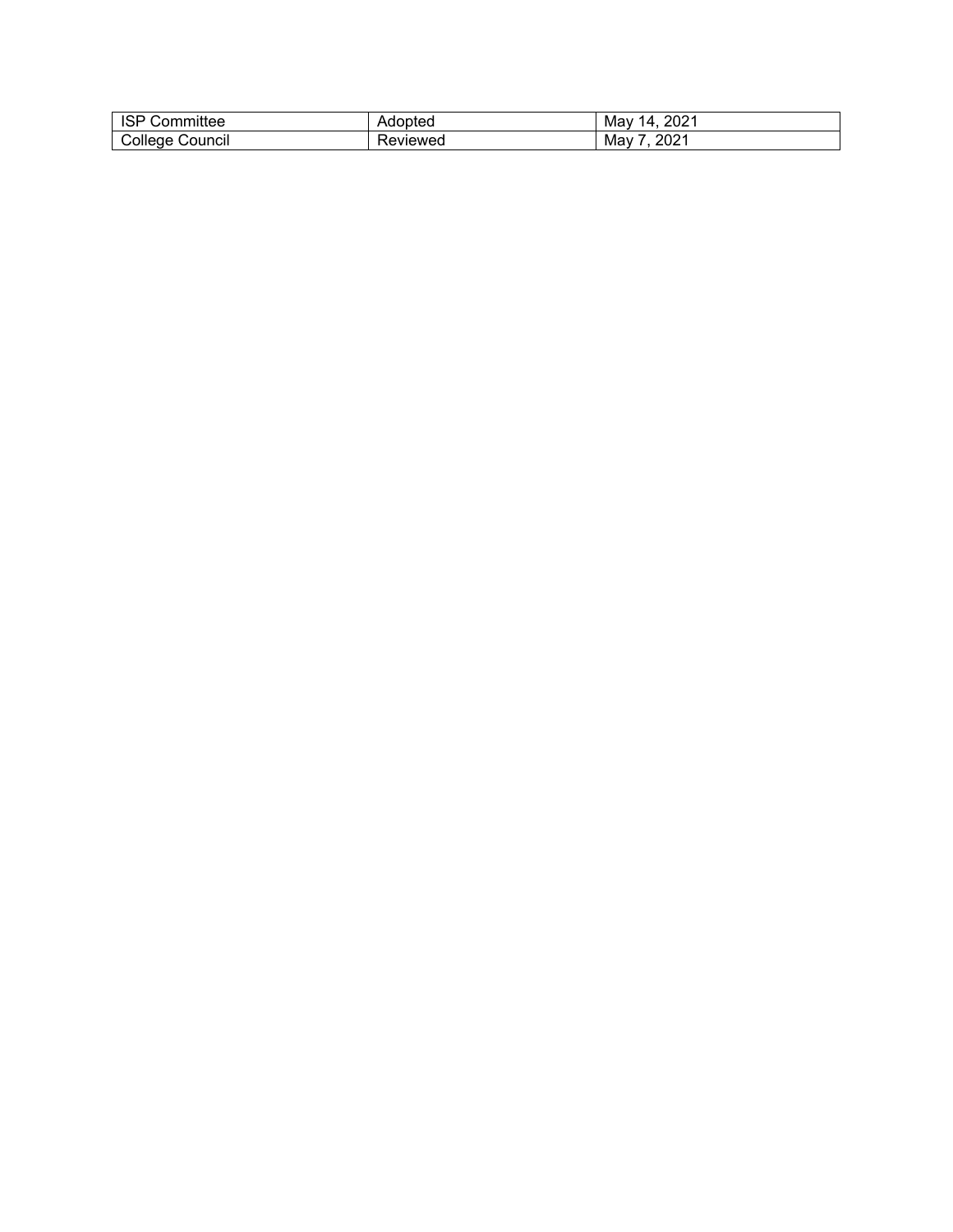| | | |
|---|---|---|
| ISP Committee | Adopted | May 14, 2021 |
| College Council | Reviewed | May 7, 2021 |